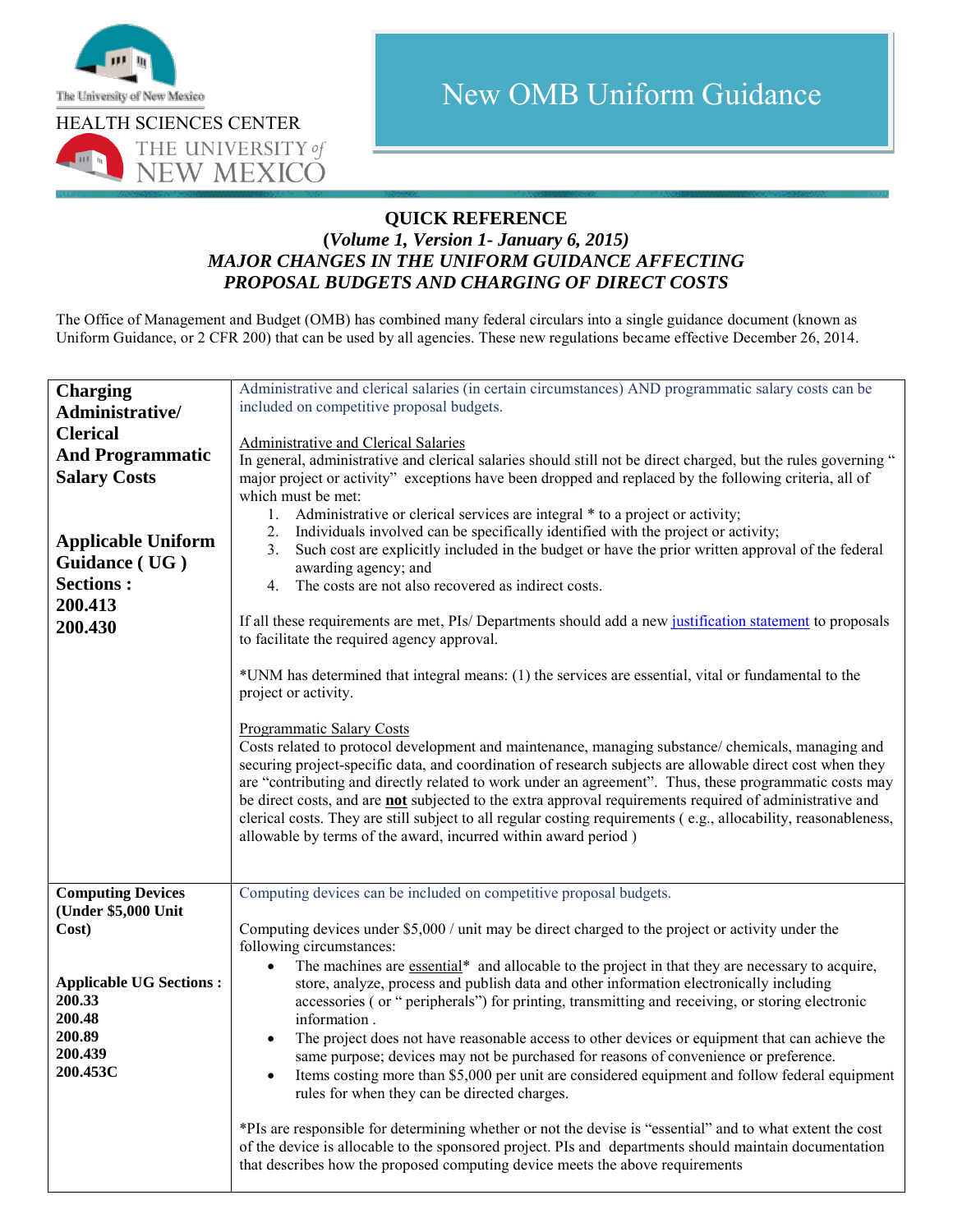THE UNIVERSITY of NEW MEXICO HEALTH SCIENCES CENTER

# New OMB Uniform Guidance

## QUICK REFERENCE

**(*Volume 1, Version 1- January 6, 2015)***

***MAJOR CHANGES IN THE UNIFORM GUIDANCE AFFECTING PROPOSAL BUDGETS AND CHARGING OF DIRECT COSTS***

The Office of Management and Budget (OMB) has combined many federal circulars into a single guidance document (known as Uniform Guidance, or 2 CFR 200) that can be used by all agencies. These new regulations became effective December 26, 2014.

| | |
|---|---|
| **Charging Administrative/ Clerical And Programmatic Salary Costs**<br><br>**Applicable Uniform Guidance ( UG ) Sections :**<br>**200.413**<br>**200.430** | Administrative and clerical salaries (in certain circumstances) AND programmatic salary costs can be included on competitive proposal budgets.<br><br>Administrative and Clerical Salaries<br>In general, administrative and clerical salaries should still not be direct charged, but the rules governing " major project or activity" exceptions have been dropped and replaced by the following criteria, all of which must be met:<br>1. Administrative or clerical services are integral * to a project or activity;<br>2. Individuals involved can be specifically identified with the project or activity;<br>3. Such cost are explicitly included in the budget or have the prior written approval of the federal awarding agency; and<br>4. The costs are not also recovered as indirect costs.<br><br>If all these requirements are met, PIs/ Departments should add a new justification statement to proposals to facilitate the required agency approval.<br><br>*UNM has determined that integral means: (1) the services are essential, vital or fundamental to the project or activity.<br><br>Programmatic Salary Costs<br>Costs related to protocol development and maintenance, managing substance/ chemicals, managing and securing project-specific data, and coordination of research subjects are allowable direct cost when they are "contributing and directly related to work under an agreement". Thus, these programmatic costs may be direct costs, and are **not** subjected to the extra approval requirements required of administrative and clerical costs. They are still subject to all regular costing requirements ( e.g., allocability, reasonableness, allowable by terms of the award, incurred within award period ) |
| **Computing Devices (Under $5,000 Unit Cost)**<br><br>**Applicable UG Sections :**<br>**200.33**<br>**200.48**<br>**200.89**<br>**200.439**<br>**200.453C** | Computing devices can be included on competitive proposal budgets.<br><br>Computing devices under $5,000 / unit may be direct charged to the project or activity under the following circumstances:<br>• The machines are essential* and allocable to the project in that they are necessary to acquire, store, analyze, process and publish data and other information electronically including accessories ( or " peripherals") for printing, transmitting and receiving, or storing electronic information .<br>• The project does not have reasonable access to other devices or equipment that can achieve the same purpose; devices may not be purchased for reasons of convenience or preference.<br>• Items costing more than $5,000 per unit are considered equipment and follow federal equipment rules for when they can be directed charges.<br><br>*PIs are responsible for determining whether or not the devise is "essential" and to what extent the cost of the device is allocable to the sponsored project. PIs and departments should maintain documentation that describes how the proposed computing device meets the above requirements |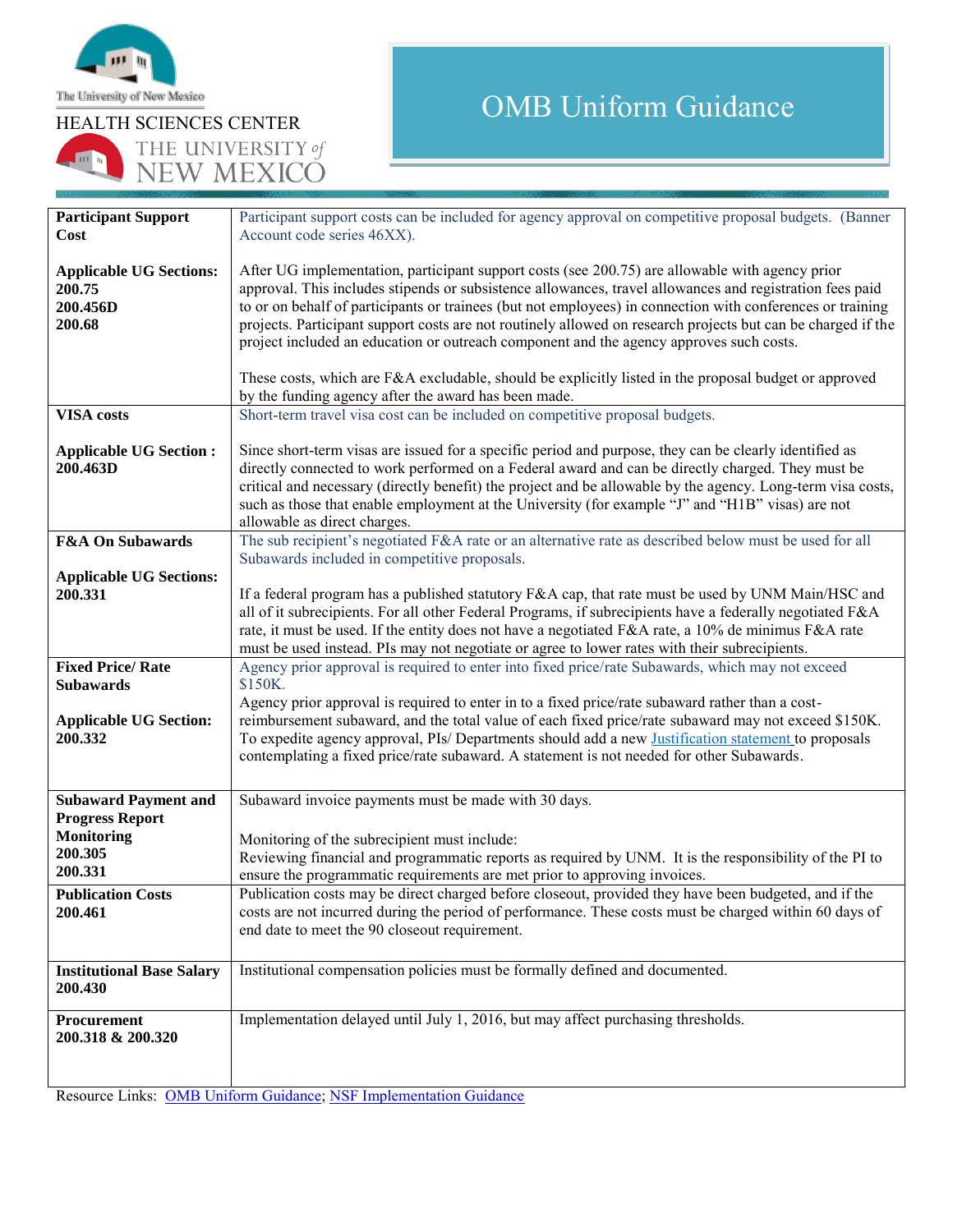The University of New Mexico

HEALTH SCIENCES CENTER

THE UNIVERSITY of NEW MEXICO

# OMB Uniform Guidance

| | |
|---|---|
| **Participant Support Cost**<br><br>**Applicable UG Sections: 200.75 200.456D 200.68** | Participant support costs can be included for agency approval on competitive proposal budgets. (Banner Account code series 46XX).<br><br>After UG implementation, participant support costs (see 200.75) are allowable with agency prior approval. This includes stipends or subsistence allowances, travel allowances and registration fees paid to or on behalf of participants or trainees (but not employees) in connection with conferences or training projects. Participant support costs are not routinely allowed on research projects but can be charged if the project included an education or outreach component and the agency approves such costs.<br><br>These costs, which are F&A excludable, should be explicitly listed in the proposal budget or approved by the funding agency after the award has been made. |
| **VISA costs**<br><br>**Applicable UG Section : 200.463D** | Short-term travel visa cost can be included on competitive proposal budgets.<br><br>Since short-term visas are issued for a specific period and purpose, they can be clearly identified as directly connected to work performed on a Federal award and can be directly charged. They must be critical and necessary (directly benefit) the project and be allowable by the agency. Long-term visa costs, such as those that enable employment at the University (for example "J" and "H1B" visas) are not allowable as direct charges. |
| **F&A On Subawards**<br><br>**Applicable UG Sections: 200.331** | The sub recipient's negotiated F&A rate or an alternative rate as described below must be used for all Subawards included in competitive proposals.<br><br>If a federal program has a published statutory F&A cap, that rate must be used by UNM Main/HSC and all of it subrecipients. For all other Federal Programs, if subrecipients have a federally negotiated F&A rate, it must be used. If the entity does not have a negotiated F&A rate, a 10% de minimus F&A rate must be used instead. PIs may not negotiate or agree to lower rates with their subrecipients. |
| **Fixed Price/ Rate Subawards**<br><br>**Applicable UG Section: 200.332** | Agency prior approval is required to enter into fixed price/rate Subawards, which may not exceed $150K.<br>Agency prior approval is required to enter in to a fixed price/rate subaward rather than a cost-reimbursement subaward, and the total value of each fixed price/rate subaward may not exceed $150K. To expedite agency approval, PIs/ Departments should add a new Justification statement to proposals contemplating a fixed price/rate subaward. A statement is not needed for other Subawards. |
| **Subaward Payment and Progress Report Monitoring 200.305 200.331** | Subaward invoice payments must be made with 30 days.<br><br>Monitoring of the subrecipient must include:<br>Reviewing financial and programmatic reports as required by UNM. It is the responsibility of the PI to ensure the programmatic requirements are met prior to approving invoices. |
| **Publication Costs 200.461** | Publication costs may be direct charged before closeout, provided they have been budgeted, and if the costs are not incurred during the period of performance. These costs must be charged within 60 days of end date to meet the 90 closeout requirement. |
| **Institutional Base Salary 200.430** | Institutional compensation policies must be formally defined and documented. |
| **Procurement 200.318 & 200.320** | Implementation delayed until July 1, 2016, but may affect purchasing thresholds. |

Resource Links: OMB Uniform Guidance; NSF Implementation Guidance